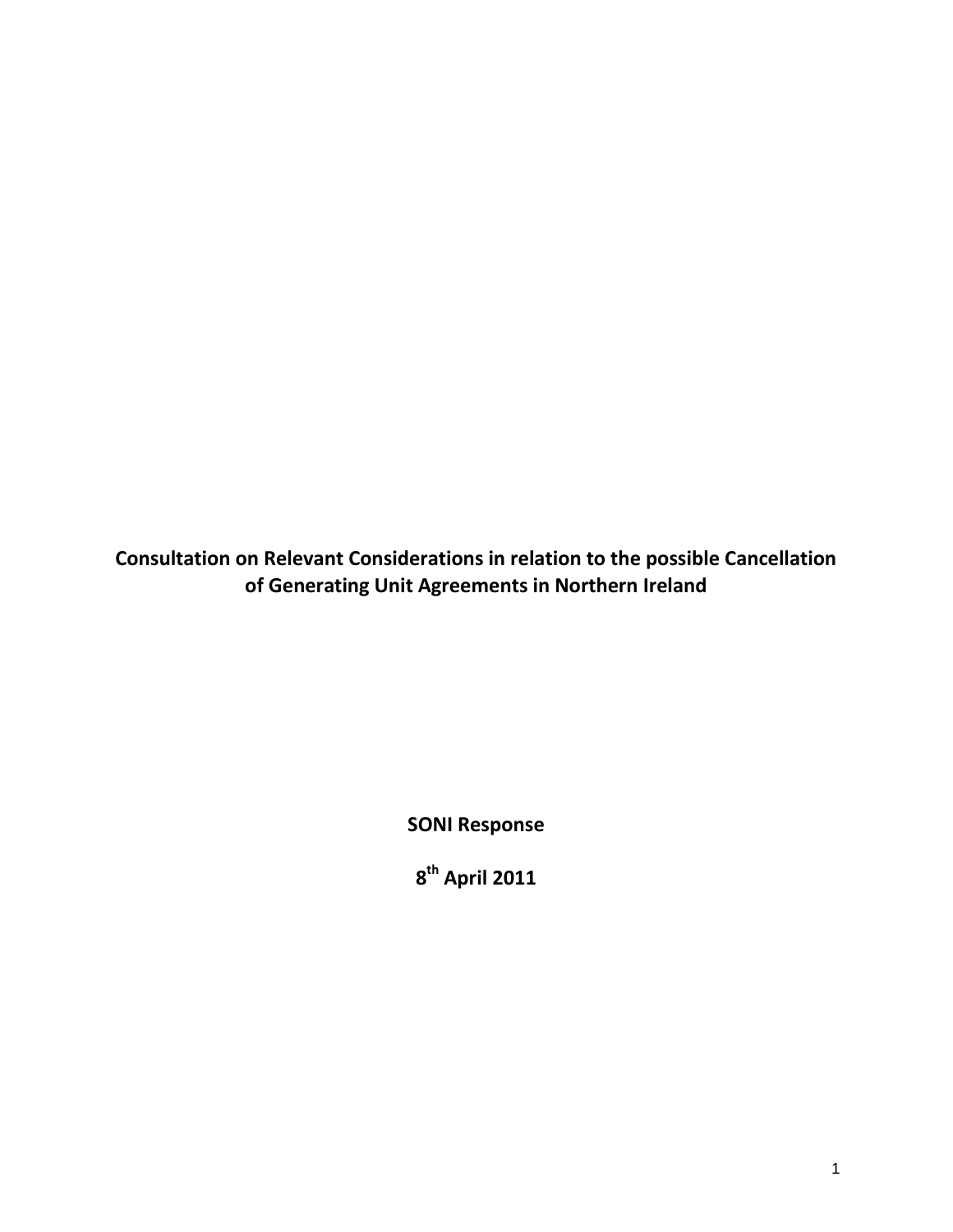# Consultation on Relevant Considerations in relation to the possible Cancellation of Generating Unit Agreements in Northern Ireland

**SONI Response**

**8th April 2011**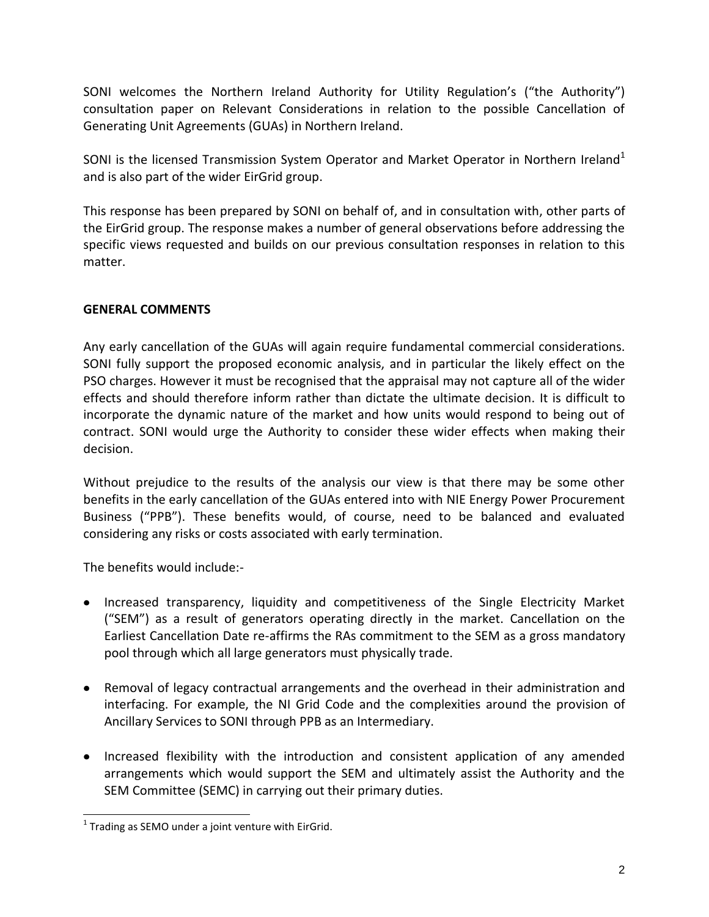SONI welcomes the Northern Ireland Authority for Utility Regulation's ("the Authority") consultation paper on Relevant Considerations in relation to the possible Cancellation of Generating Unit Agreements (GUAs) in Northern Ireland.

SONI is the licensed Transmission System Operator and Market Operator in Northern Ireland[1] and is also part of the wider EirGrid group.

This response has been prepared by SONI on behalf of, and in consultation with, other parts of the EirGrid group. The response makes a number of general observations before addressing the specific views requested and builds on our previous consultation responses in relation to this matter.

**GENERAL COMMENTS**

Any early cancellation of the GUAs will again require fundamental commercial considerations. SONI fully support the proposed economic analysis, and in particular the likely effect on the PSO charges. However it must be recognised that the appraisal may not capture all of the wider effects and should therefore inform rather than dictate the ultimate decision. It is difficult to incorporate the dynamic nature of the market and how units would respond to being out of contract. SONI would urge the Authority to consider these wider effects when making their decision.

Without prejudice to the results of the analysis our view is that there may be some other benefits in the early cancellation of the GUAs entered into with NIE Energy Power Procurement Business ("PPB"). These benefits would, of course, need to be balanced and evaluated considering any risks or costs associated with early termination.

The benefits would include:-

- Increased transparency, liquidity and competitiveness of the Single Electricity Market ("SEM") as a result of generators operating directly in the market. Cancellation on the Earliest Cancellation Date re-affirms the RAs commitment to the SEM as a gross mandatory pool through which all large generators must physically trade.
- Removal of legacy contractual arrangements and the overhead in their administration and interfacing. For example, the NI Grid Code and the complexities around the provision of Ancillary Services to SONI through PPB as an Intermediary.
- Increased flexibility with the introduction and consistent application of any amended arrangements which would support the SEM and ultimately assist the Authority and the SEM Committee (SEMC) in carrying out their primary duties.

[1] Trading as SEMO under a joint venture with EirGrid.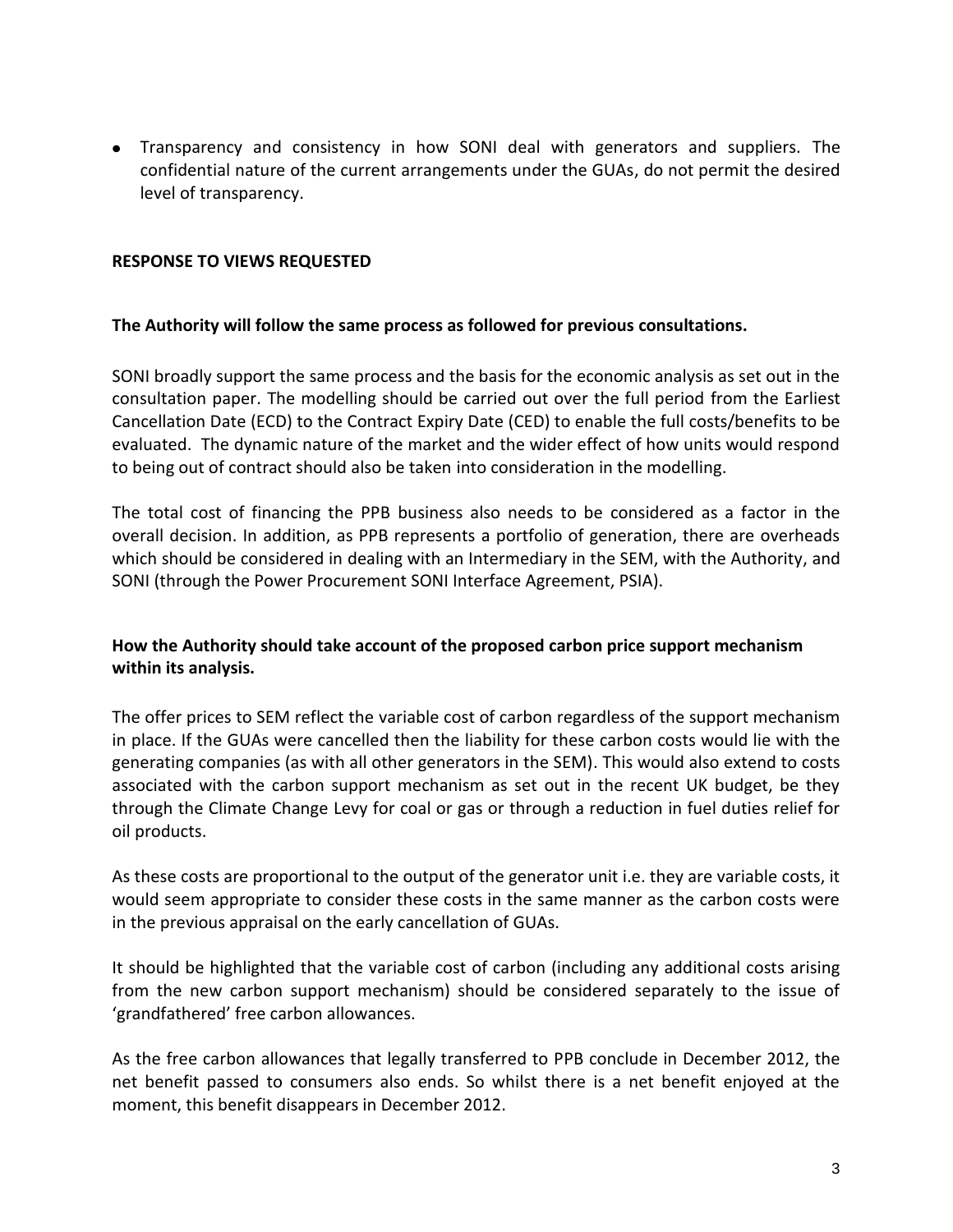- Transparency and consistency in how SONI deal with generators and suppliers. The confidential nature of the current arrangements under the GUAs, do not permit the desired level of transparency.

## RESPONSE TO VIEWS REQUESTED

### The Authority will follow the same process as followed for previous consultations.

SONI broadly support the same process and the basis for the economic analysis as set out in the consultation paper. The modelling should be carried out over the full period from the Earliest Cancellation Date (ECD) to the Contract Expiry Date (CED) to enable the full costs/benefits to be evaluated. The dynamic nature of the market and the wider effect of how units would respond to being out of contract should also be taken into consideration in the modelling.

The total cost of financing the PPB business also needs to be considered as a factor in the overall decision. In addition, as PPB represents a portfolio of generation, there are overheads which should be considered in dealing with an Intermediary in the SEM, with the Authority, and SONI (through the Power Procurement SONI Interface Agreement, PSIA).

### How the Authority should take account of the proposed carbon price support mechanism within its analysis.

The offer prices to SEM reflect the variable cost of carbon regardless of the support mechanism in place. If the GUAs were cancelled then the liability for these carbon costs would lie with the generating companies (as with all other generators in the SEM). This would also extend to costs associated with the carbon support mechanism as set out in the recent UK budget, be they through the Climate Change Levy for coal or gas or through a reduction in fuel duties relief for oil products.

As these costs are proportional to the output of the generator unit i.e. they are variable costs, it would seem appropriate to consider these costs in the same manner as the carbon costs were in the previous appraisal on the early cancellation of GUAs.

It should be highlighted that the variable cost of carbon (including any additional costs arising from the new carbon support mechanism) should be considered separately to the issue of 'grandfathered' free carbon allowances.

As the free carbon allowances that legally transferred to PPB conclude in December 2012, the net benefit passed to consumers also ends. So whilst there is a net benefit enjoyed at the moment, this benefit disappears in December 2012.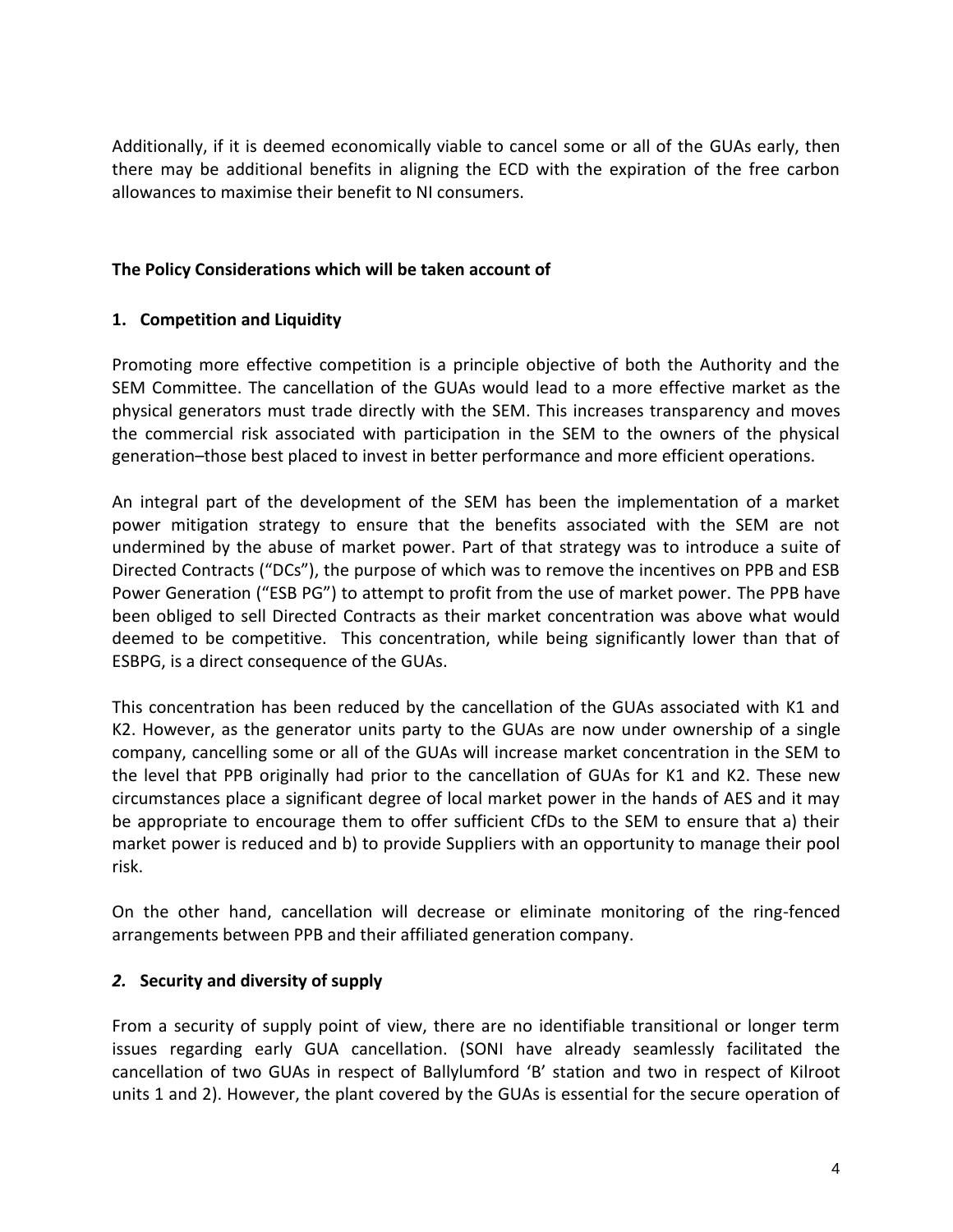Additionally, if it is deemed economically viable to cancel some or all of the GUAs early, then there may be additional benefits in aligning the ECD with the expiration of the free carbon allowances to maximise their benefit to NI consumers.

**The Policy Considerations which will be taken account of**

**1. Competition and Liquidity**

Promoting more effective competition is a principle objective of both the Authority and the SEM Committee. The cancellation of the GUAs would lead to a more effective market as the physical generators must trade directly with the SEM. This increases transparency and moves the commercial risk associated with participation in the SEM to the owners of the physical generation–those best placed to invest in better performance and more efficient operations.

An integral part of the development of the SEM has been the implementation of a market power mitigation strategy to ensure that the benefits associated with the SEM are not undermined by the abuse of market power. Part of that strategy was to introduce a suite of Directed Contracts ("DCs"), the purpose of which was to remove the incentives on PPB and ESB Power Generation ("ESB PG") to attempt to profit from the use of market power. The PPB have been obliged to sell Directed Contracts as their market concentration was above what would deemed to be competitive. This concentration, while being significantly lower than that of ESBPG, is a direct consequence of the GUAs.

This concentration has been reduced by the cancellation of the GUAs associated with K1 and K2. However, as the generator units party to the GUAs are now under ownership of a single company, cancelling some or all of the GUAs will increase market concentration in the SEM to the level that PPB originally had prior to the cancellation of GUAs for K1 and K2. These new circumstances place a significant degree of local market power in the hands of AES and it may be appropriate to encourage them to offer sufficient CfDs to the SEM to ensure that a) their market power is reduced and b) to provide Suppliers with an opportunity to manage their pool risk.

On the other hand, cancellation will decrease or eliminate monitoring of the ring-fenced arrangements between PPB and their affiliated generation company.

***2.* Security and diversity of supply**

From a security of supply point of view, there are no identifiable transitional or longer term issues regarding early GUA cancellation. (SONI have already seamlessly facilitated the cancellation of two GUAs in respect of Ballylumford 'B' station and two in respect of Kilroot units 1 and 2). However, the plant covered by the GUAs is essential for the secure operation of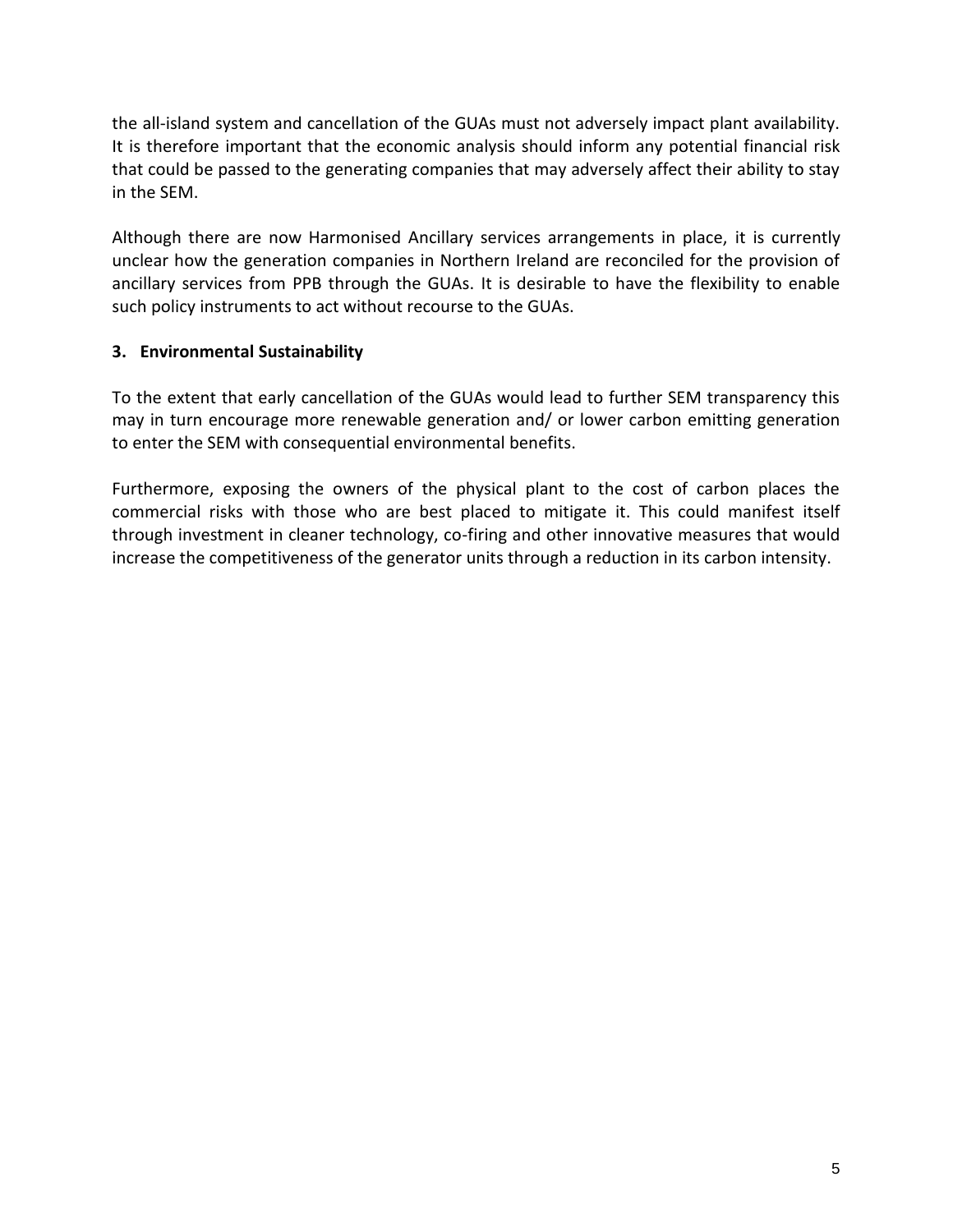the all-island system and cancellation of the GUAs must not adversely impact plant availability. It is therefore important that the economic analysis should inform any potential financial risk that could be passed to the generating companies that may adversely affect their ability to stay in the SEM.

Although there are now Harmonised Ancillary services arrangements in place, it is currently unclear how the generation companies in Northern Ireland are reconciled for the provision of ancillary services from PPB through the GUAs. It is desirable to have the flexibility to enable such policy instruments to act without recourse to the GUAs.

### 3. Environmental Sustainability

To the extent that early cancellation of the GUAs would lead to further SEM transparency this may in turn encourage more renewable generation and/ or lower carbon emitting generation to enter the SEM with consequential environmental benefits.

Furthermore, exposing the owners of the physical plant to the cost of carbon places the commercial risks with those who are best placed to mitigate it. This could manifest itself through investment in cleaner technology, co-firing and other innovative measures that would increase the competitiveness of the generator units through a reduction in its carbon intensity.